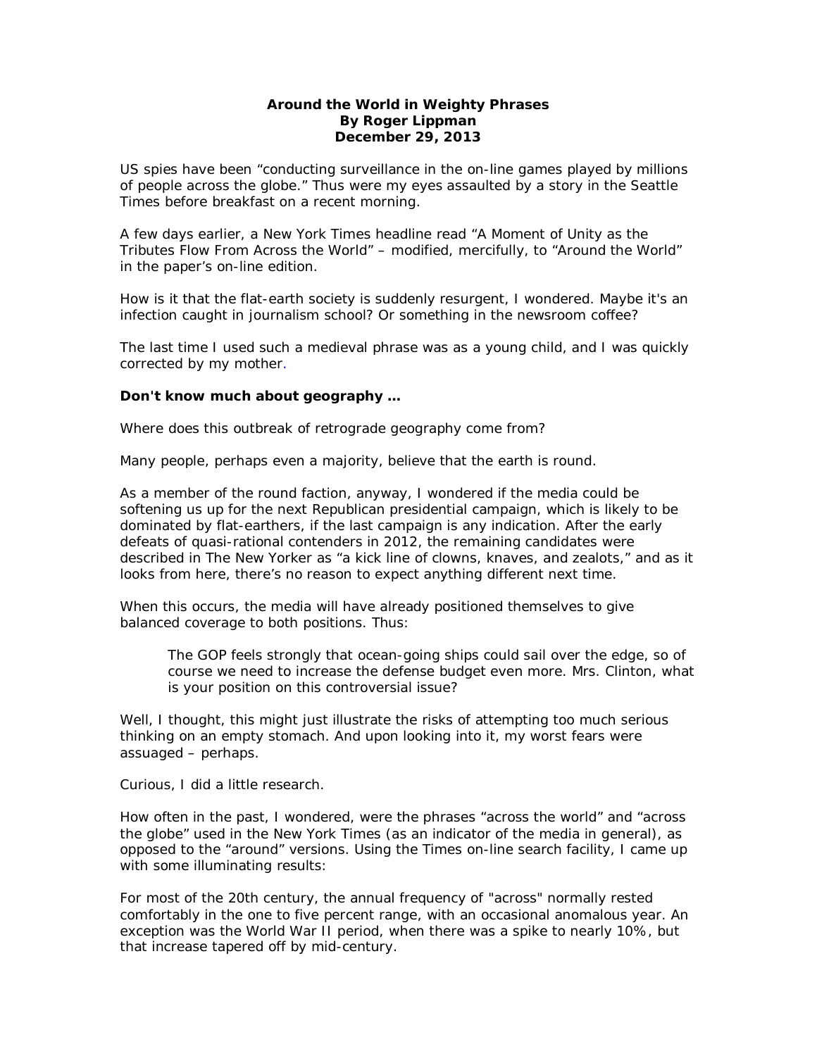**Around the World in Weighty Phrases**
**By Roger Lippman**
**December 29, 2013**

US spies have been "conducting surveillance in the on-line games played by millions of people across the globe." Thus were my eyes assaulted by a story in the Seattle Times before breakfast on a recent morning.

A few days earlier, a New York Times headline read "A Moment of Unity as the Tributes Flow From Across the World" – modified, mercifully, to "Around the World" in the paper's on-line edition.

How is it that the flat-earth society is suddenly resurgent, I wondered. Maybe it's an infection caught in journalism school? Or something in the newsroom coffee?

The last time I used such a medieval phrase was as a young child, and I was quickly corrected by my mother.

**Don't know much about geography …**

Where does this outbreak of retrograde geography come from?

Many people, perhaps even a majority, believe that the earth is round.

As a member of the round faction, anyway, I wondered if the media could be softening us up for the next Republican presidential campaign, which is likely to be dominated by flat-earthers, if the last campaign is any indication. After the early defeats of quasi-rational contenders in 2012, the remaining candidates were described in The New Yorker as "a kick line of clowns, knaves, and zealots," and as it looks from here, there's no reason to expect anything different next time.

When this occurs, the media will have already positioned themselves to give balanced coverage to both positions. Thus:

> The GOP feels strongly that ocean-going ships could sail over the edge, so of course we need to increase the defense budget even more. Mrs. Clinton, what is your position on this controversial issue?

Well, I thought, this might just illustrate the risks of attempting too much serious thinking on an empty stomach. And upon looking into it, my worst fears were assuaged – perhaps.

Curious, I did a little research.

How often in the past, I wondered, were the phrases "across the world" and "across the globe" used in the New York Times (as an indicator of the media in general), as opposed to the "around" versions. Using the Times on-line search facility, I came up with some illuminating results:

For most of the 20th century, the annual frequency of "across" normally rested comfortably in the one to five percent range, with an occasional anomalous year. An exception was the World War II period, when there was a spike to nearly 10%, but that increase tapered off by mid-century.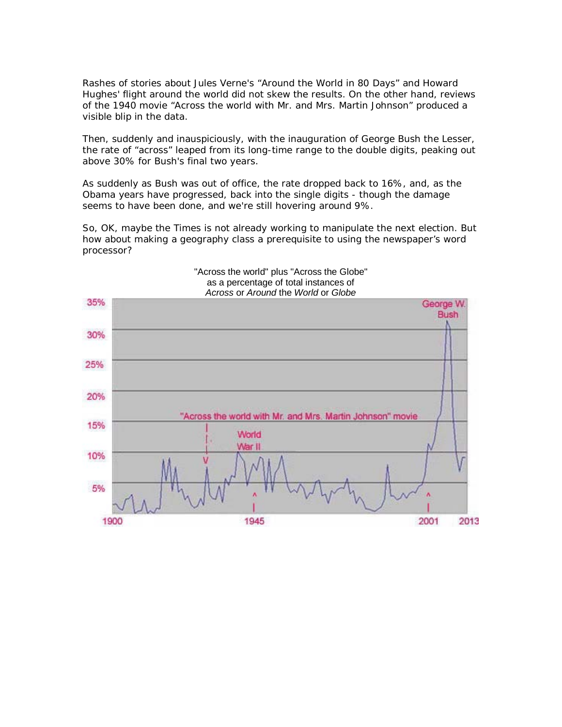Rashes of stories about Jules Verne's "Around the World in 80 Days" and Howard Hughes' flight around the world did not skew the results. On the other hand, reviews of the 1940 movie "Across the world with Mr. and Mrs. Martin Johnson" produced a visible blip in the data.

Then, suddenly and inauspiciously, with the inauguration of George Bush the Lesser, the rate of "across" leaped from its long-time range to the double digits, peaking out above 30% for Bush's final two years.

As suddenly as Bush was out of office, the rate dropped back to 16%, and, as the Obama years have progressed, back into the single digits - though the damage seems to have been done, and we're still hovering around 9%.

So, OK, maybe the Times is not already working to manipulate the next election. But how about making a geography class a prerequisite to using the newspaper's word processor?

"Across the world" plus "Across the Globe"
as a percentage of total instances of
*Across* or *Around* the *World* or *Globe*

35%
30%
25%
20%
15%
10%
5%

"Across the world with Mr. and Mrs. Martin Johnson" movie

World War II

George W. Bush

1900
1945
2001
2013